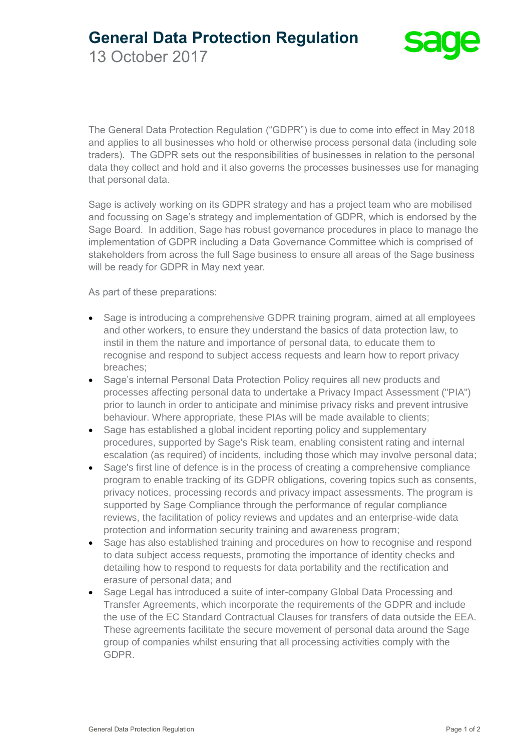# General Data Protection Regulation

13 October 2017

The General Data Protection Regulation ("GDPR") is due to come into effect in May 2018 and applies to all businesses who hold or otherwise process personal data (including sole traders). The GDPR sets out the responsibilities of businesses in relation to the personal data they collect and hold and it also governs the processes businesses use for managing that personal data.

Sage is actively working on its GDPR strategy and has a project team who are mobilised and focussing on Sage's strategy and implementation of GDPR, which is endorsed by the Sage Board. In addition, Sage has robust governance procedures in place to manage the implementation of GDPR including a Data Governance Committee which is comprised of stakeholders from across the full Sage business to ensure all areas of the Sage business will be ready for GDPR in May next year.

As part of these preparations:

- Sage is introducing a comprehensive GDPR training program, aimed at all employees and other workers, to ensure they understand the basics of data protection law, to instil in them the nature and importance of personal data, to educate them to recognise and respond to subject access requests and learn how to report privacy breaches;
- Sage's internal Personal Data Protection Policy requires all new products and processes affecting personal data to undertake a Privacy Impact Assessment ("PIA") prior to launch in order to anticipate and minimise privacy risks and prevent intrusive behaviour. Where appropriate, these PIAs will be made available to clients;
- Sage has established a global incident reporting policy and supplementary procedures, supported by Sage's Risk team, enabling consistent rating and internal escalation (as required) of incidents, including those which may involve personal data;
- Sage's first line of defence is in the process of creating a comprehensive compliance program to enable tracking of its GDPR obligations, covering topics such as consents, privacy notices, processing records and privacy impact assessments. The program is supported by Sage Compliance through the performance of regular compliance reviews, the facilitation of policy reviews and updates and an enterprise-wide data protection and information security training and awareness program;
- Sage has also established training and procedures on how to recognise and respond to data subject access requests, promoting the importance of identity checks and detailing how to respond to requests for data portability and the rectification and erasure of personal data; and
- Sage Legal has introduced a suite of inter-company Global Data Processing and Transfer Agreements, which incorporate the requirements of the GDPR and include the use of the EC Standard Contractual Clauses for transfers of data outside the EEA. These agreements facilitate the secure movement of personal data around the Sage group of companies whilst ensuring that all processing activities comply with the GDPR.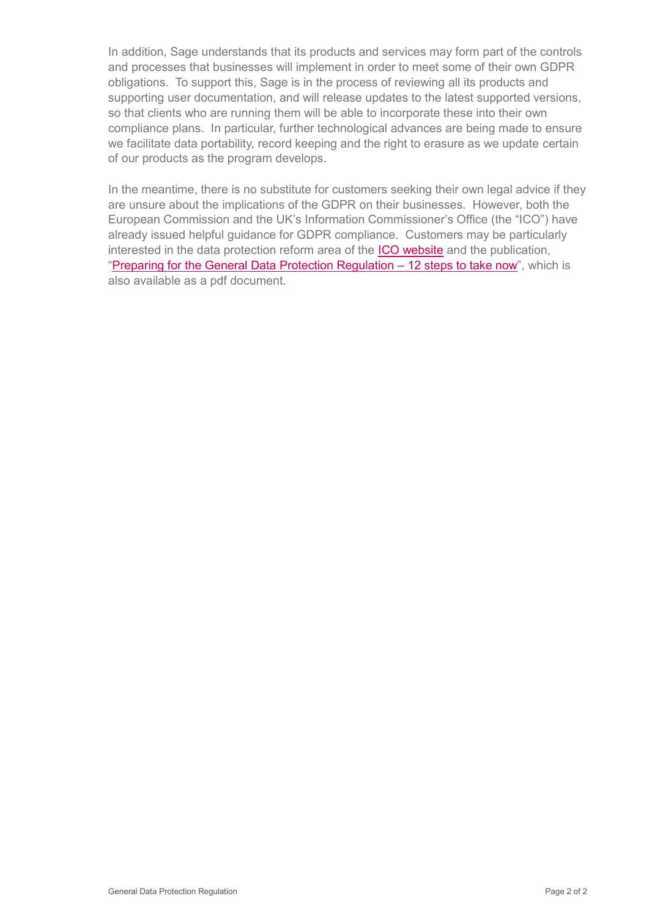In addition, Sage understands that its products and services may form part of the controls and processes that businesses will implement in order to meet some of their own GDPR obligations. To support this, Sage is in the process of reviewing all its products and supporting user documentation, and will release updates to the latest supported versions, so that clients who are running them will be able to incorporate these into their own compliance plans. In particular, further technological advances are being made to ensure we facilitate data portability, record keeping and the right to erasure as we update certain of our products as the program develops.

In the meantime, there is no substitute for customers seeking their own legal advice if they are unsure about the implications of the GDPR on their businesses. However, both the European Commission and the UK's Information Commissioner's Office (the "ICO") have already issued helpful guidance for GDPR compliance. Customers may be particularly interested in the data protection reform area of the ICO website and the publication, "Preparing for the General Data Protection Regulation – 12 steps to take now", which is also available as a pdf document.